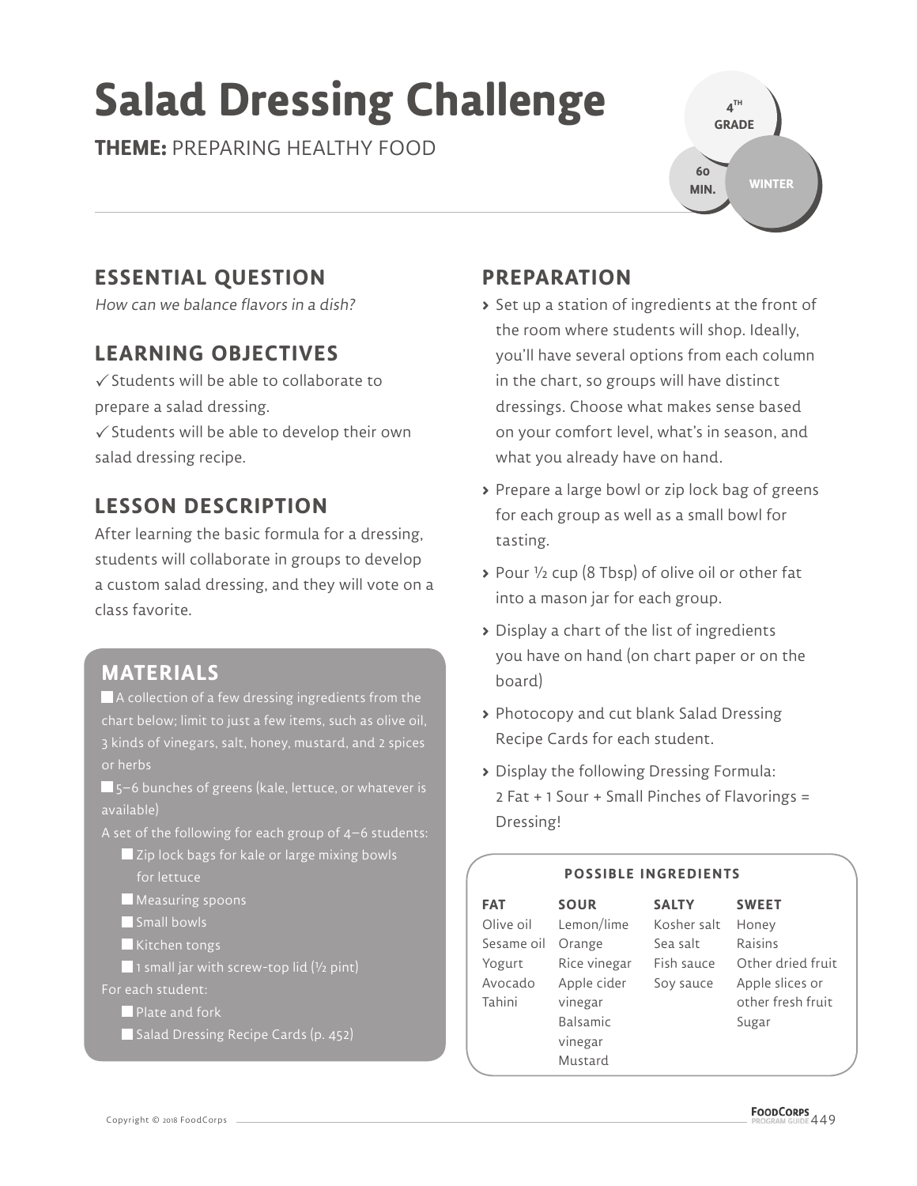# Salad Dressing Challenge

**THEME:** PREPARING HEALTHY FOOD

4TH GRADE | 60 MIN. | WINTER

## ESSENTIAL QUESTION

*How can we balance flavors in a dish?*

## LEARNING OBJECTIVES

✓ Students will be able to collaborate to prepare a salad dressing.

✓ Students will be able to develop their own salad dressing recipe.

## LESSON DESCRIPTION

After learning the basic formula for a dressing, students will collaborate in groups to develop a custom salad dressing, and they will vote on a class favorite.

## MATERIALS

- A collection of a few dressing ingredients from the chart below; limit to just a few items, such as olive oil, 3 kinds of vinegars, salt, honey, mustard, and 2 spices or herbs
- 5–6 bunches of greens (kale, lettuce, or whatever is available)

A set of the following for each group of 4–6 students:

- Zip lock bags for kale or large mixing bowls for lettuce
- Measuring spoons
- Small bowls
- Kitchen tongs
- 1 small jar with screw-top lid (½ pint)

For each student:

- Plate and fork
- Salad Dressing Recipe Cards (p. 452)

## PREPARATION

- Set up a station of ingredients at the front of the room where students will shop. Ideally, you'll have several options from each column in the chart, so groups will have distinct dressings. Choose what makes sense based on your comfort level, what's in season, and what you already have on hand.
- Prepare a large bowl or zip lock bag of greens for each group as well as a small bowl for tasting.
- Pour ½ cup (8 Tbsp) of olive oil or other fat into a mason jar for each group.
- Display a chart of the list of ingredients you have on hand (on chart paper or on the board)
- Photocopy and cut blank Salad Dressing Recipe Cards for each student.
- Display the following Dressing Formula: 2 Fat + 1 Sour + Small Pinches of Flavorings = Dressing!

**POSSIBLE INGREDIENTS**

| FAT | SOUR | SALTY | SWEET |
|---|---|---|---|
| Olive oil | Lemon/lime | Kosher salt | Honey |
| Sesame oil | Orange | Sea salt | Raisins |
| Yogurt | Rice vinegar | Fish sauce | Other dried fruit |
| Avocado | Apple cider vinegar | Soy sauce | Apple slices or other fresh fruit |
| Tahini | Balsamic vinegar | | Sugar |
| | Mustard | | |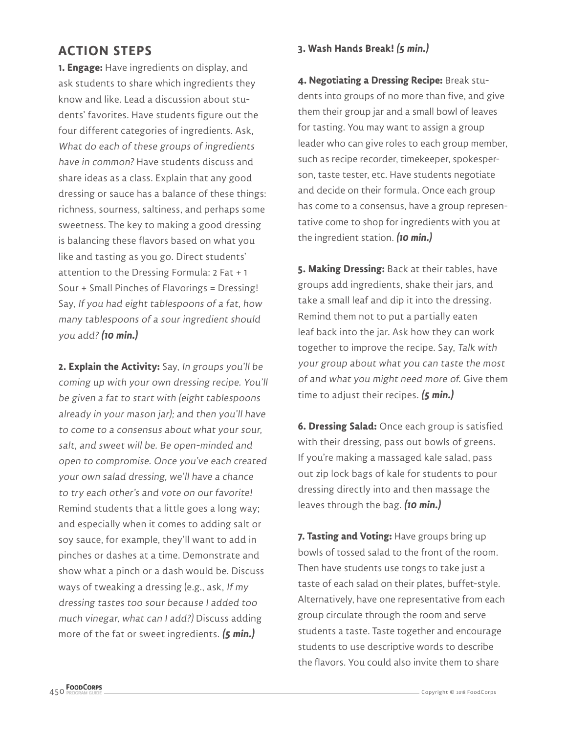## ACTION STEPS

**1. Engage:** Have ingredients on display, and ask students to share which ingredients they know and like. Lead a discussion about students' favorites. Have students figure out the four different categories of ingredients. Ask, *What do each of these groups of ingredients have in common?* Have students discuss and share ideas as a class. Explain that any good dressing or sauce has a balance of these things: richness, sourness, saltiness, and perhaps some sweetness. The key to making a good dressing is balancing these flavors based on what you like and tasting as you go. Direct students' attention to the Dressing Formula: 2 Fat + 1 Sour + Small Pinches of Flavorings = Dressing! Say, *If you had eight tablespoons of a fat, how many tablespoons of a sour ingredient should you add?* ***(10 min.)***

**2. Explain the Activity:** Say, *In groups you'll be coming up with your own dressing recipe. You'll be given a fat to start with (eight tablespoons already in your mason jar); and then you'll have to come to a consensus about what your sour, salt, and sweet will be. Be open-minded and open to compromise. Once you've each created your own salad dressing, we'll have a chance to try each other's and vote on our favorite!* Remind students that a little goes a long way; and especially when it comes to adding salt or soy sauce, for example, they'll want to add in pinches or dashes at a time. Demonstrate and show what a pinch or a dash would be. Discuss ways of tweaking a dressing (e.g., ask, *If my dressing tastes too sour because I added too much vinegar, what can I add?*) Discuss adding more of the fat or sweet ingredients. ***(5 min.)***

**3. Wash Hands Break!** ***(5 min.)***

**4. Negotiating a Dressing Recipe:** Break students into groups of no more than five, and give them their group jar and a small bowl of leaves for tasting. You may want to assign a group leader who can give roles to each group member, such as recipe recorder, timekeeper, spokesperson, taste tester, etc. Have students negotiate and decide on their formula. Once each group has come to a consensus, have a group representative come to shop for ingredients with you at the ingredient station. ***(10 min.)***

**5. Making Dressing:** Back at their tables, have groups add ingredients, shake their jars, and take a small leaf and dip it into the dressing. Remind them not to put a partially eaten leaf back into the jar. Ask how they can work together to improve the recipe. Say, *Talk with your group about what you can taste the most of and what you might need more of.* Give them time to adjust their recipes. ***(5 min.)***

**6. Dressing Salad:** Once each group is satisfied with their dressing, pass out bowls of greens. If you're making a massaged kale salad, pass out zip lock bags of kale for students to pour dressing directly into and then massage the leaves through the bag. ***(10 min.)***

**7. Tasting and Voting:** Have groups bring up bowls of tossed salad to the front of the room. Then have students use tongs to take just a taste of each salad on their plates, buffet-style. Alternatively, have one representative from each group circulate through the room and serve students a taste. Taste together and encourage students to use descriptive words to describe the flavors. You could also invite them to share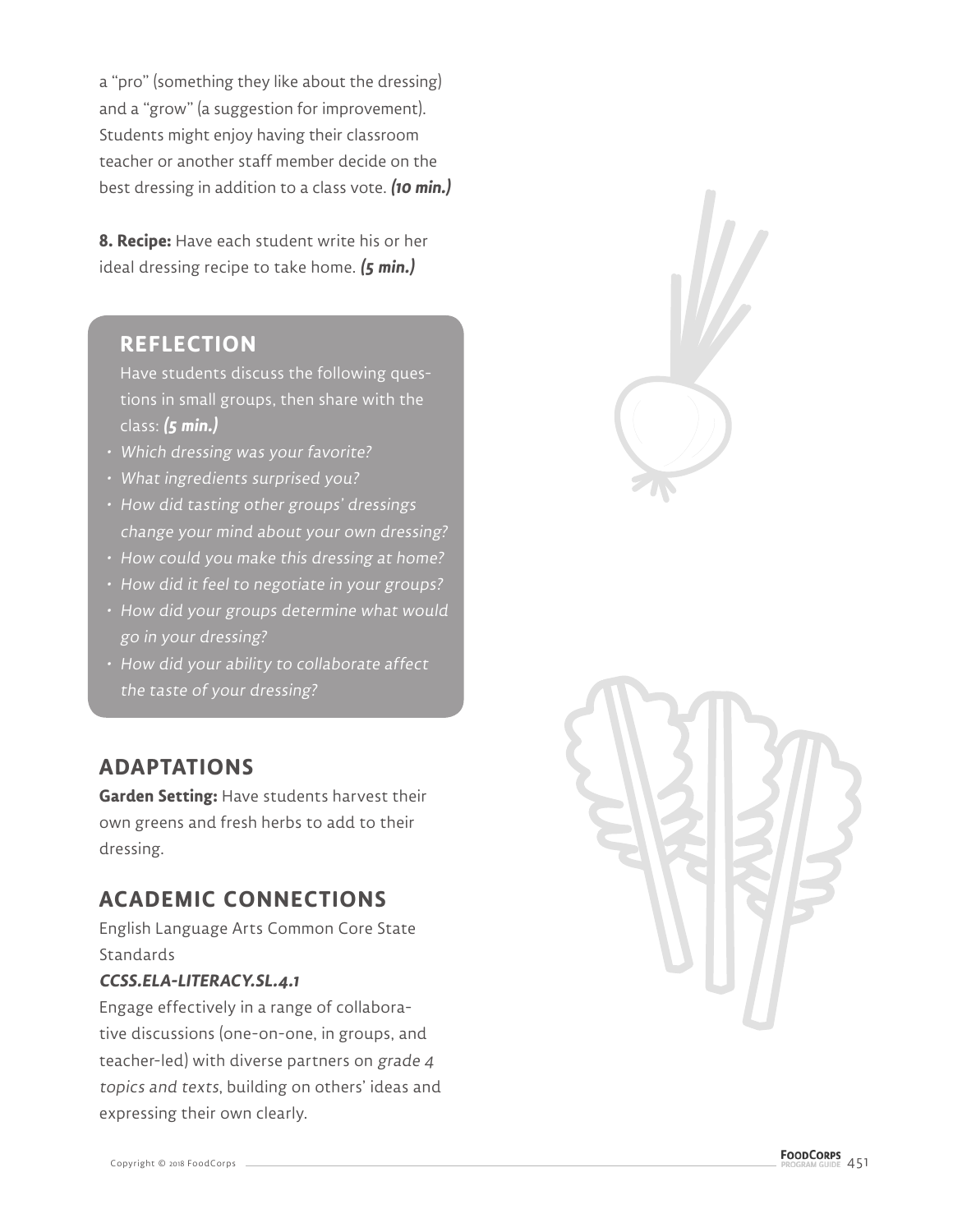a "pro" (something they like about the dressing) and a "grow" (a suggestion for improvement). Students might enjoy having their classroom teacher or another staff member decide on the best dressing in addition to a class vote. ***(10 min.)***

**8. Recipe:** Have each student write his or her ideal dressing recipe to take home. ***(5 min.)***

## REFLECTION

Have students discuss the following questions in small groups, then share with the class: ***(5 min.)***

- *Which dressing was your favorite?*
- *What ingredients surprised you?*
- *How did tasting other groups' dressings change your mind about your own dressing?*
- *How could you make this dressing at home?*
- *How did it feel to negotiate in your groups?*
- *How did your groups determine what would go in your dressing?*
- *How did your ability to collaborate affect the taste of your dressing?*

## ADAPTATIONS

**Garden Setting:** Have students harvest their own greens and fresh herbs to add to their dressing.

## ACADEMIC CONNECTIONS

English Language Arts Common Core State Standards

***CCSS.ELA-LITERACY.SL.4.1***

Engage effectively in a range of collaborative discussions (one-on-one, in groups, and teacher-led) with diverse partners on *grade 4 topics and texts*, building on others' ideas and expressing their own clearly.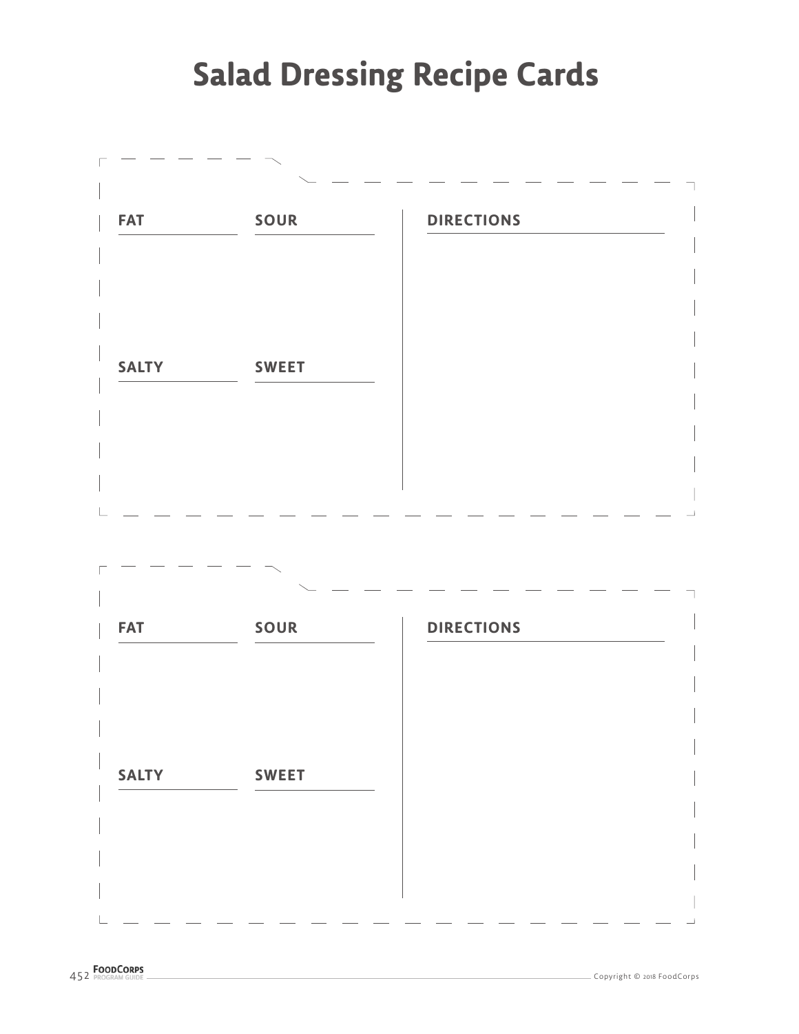# Salad Dressing Recipe Cards

**FAT**

**SOUR**

**SALTY**

**SWEET**

**DIRECTIONS**

---

**FAT**

**SOUR**

**SALTY**

**SWEET**

**DIRECTIONS**

Copyright © 2018 FoodCorps